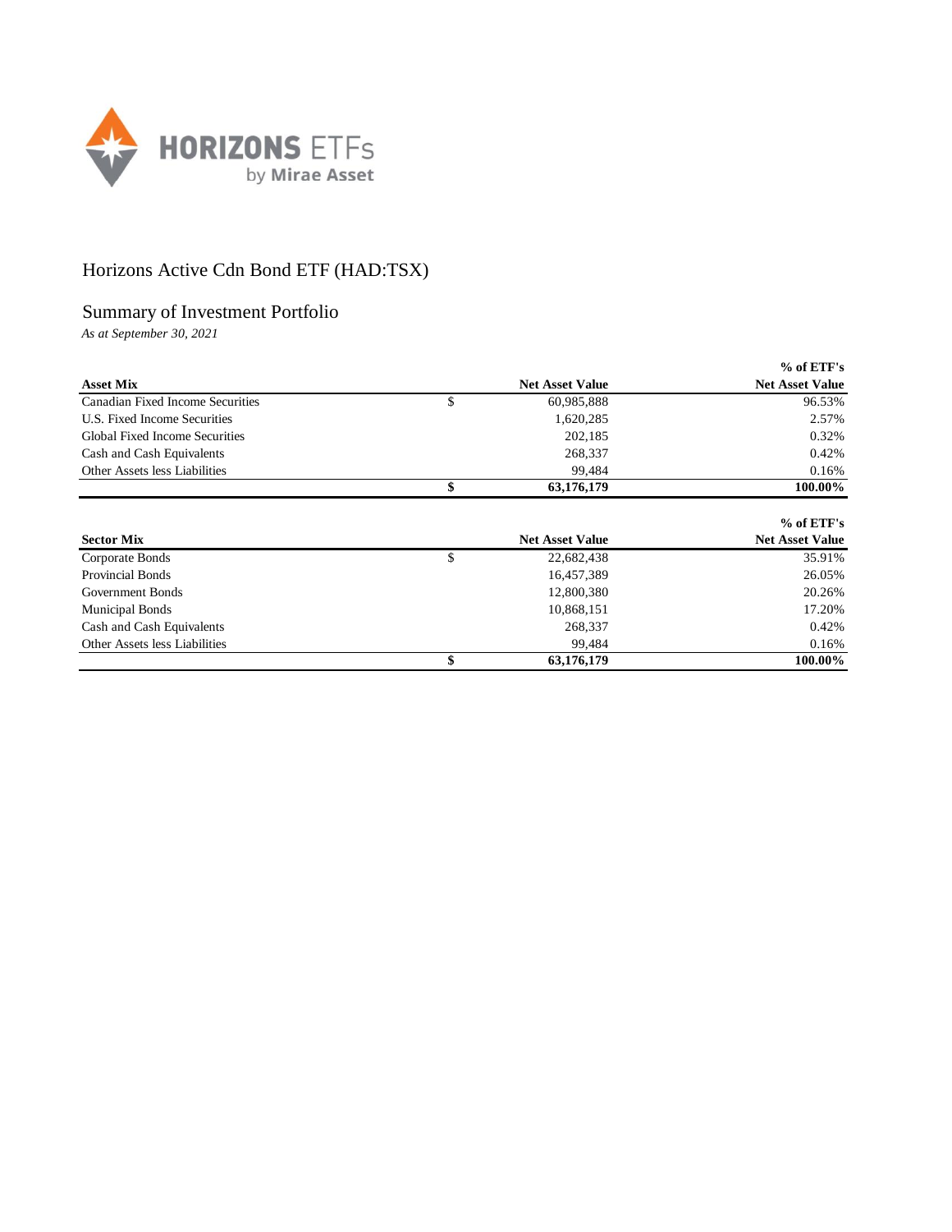HORIZONS ETFs by Mirae Asset

# Horizons Active Cdn Bond ETF (HAD:TSX)

## Summary of Investment Portfolio

*As at September 30, 2021*

| **Asset Mix** | | **Net Asset Value** | **% of ETF's Net Asset Value** |
|---|---|---|---|
| Canadian Fixed Income Securities | $ | 60,985,888 | 96.53% |
| U.S. Fixed Income Securities | | 1,620,285 | 2.57% |
| Global Fixed Income Securities | | 202,185 | 0.32% |
| Cash and Cash Equivalents | | 268,337 | 0.42% |
| Other Assets less Liabilities | | 99,484 | 0.16% |
| | **$** | **63,176,179** | **100.00%** |

| **Sector Mix** | | **Net Asset Value** | **% of ETF's Net Asset Value** |
|---|---|---|---|
| Corporate Bonds | $ | 22,682,438 | 35.91% |
| Provincial Bonds | | 16,457,389 | 26.05% |
| Government Bonds | | 12,800,380 | 20.26% |
| Municipal Bonds | | 10,868,151 | 17.20% |
| Cash and Cash Equivalents | | 268,337 | 0.42% |
| Other Assets less Liabilities | | 99,484 | 0.16% |
| | **$** | **63,176,179** | **100.00%** |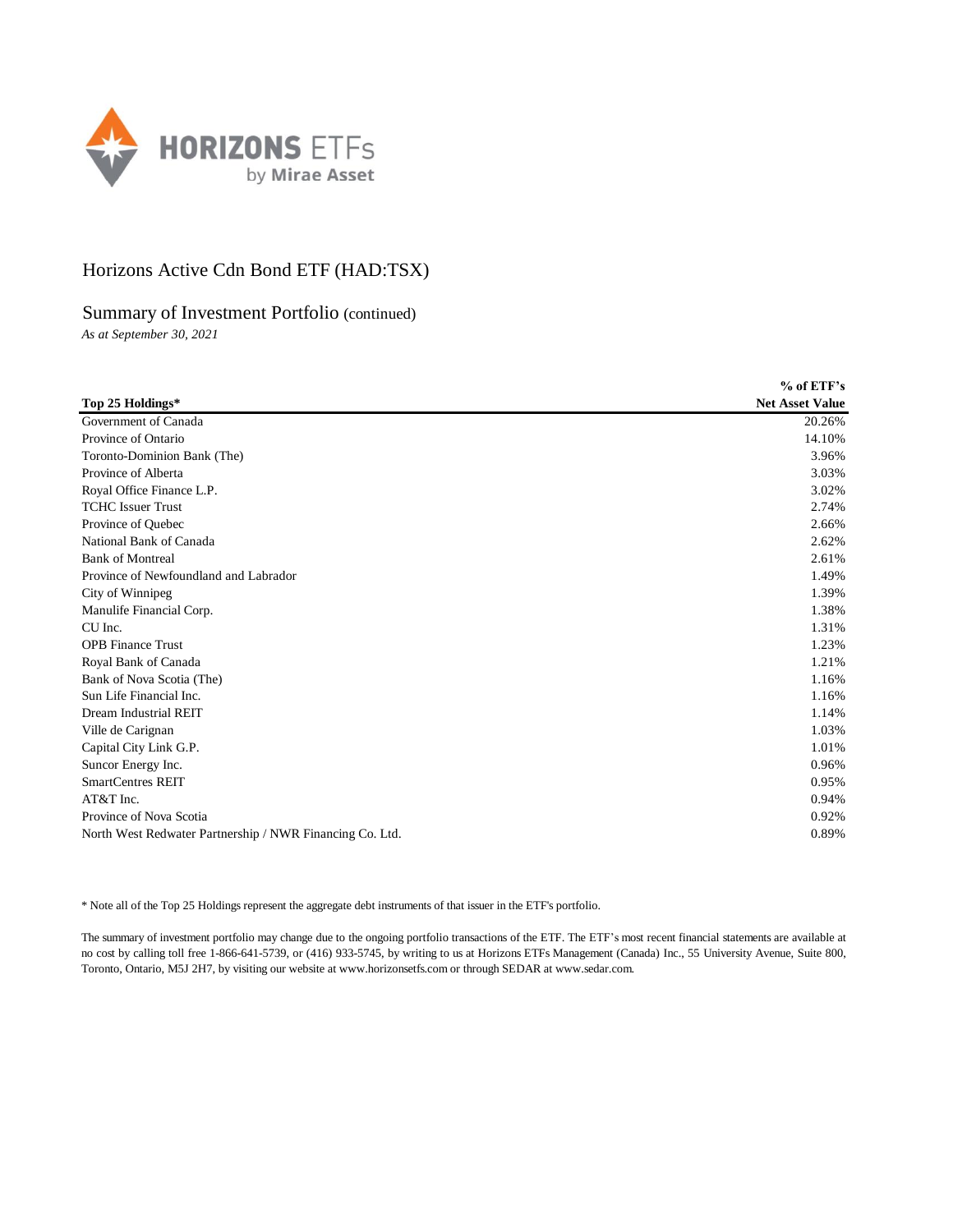# Horizons Active Cdn Bond ETF (HAD:TSX)

## Summary of Investment Portfolio (continued)

*As at September 30, 2021*

| Top 25 Holdings* | % of ETF's Net Asset Value |
|---|---|
| Government of Canada | 20.26% |
| Province of Ontario | 14.10% |
| Toronto-Dominion Bank (The) | 3.96% |
| Province of Alberta | 3.03% |
| Royal Office Finance L.P. | 3.02% |
| TCHC Issuer Trust | 2.74% |
| Province of Quebec | 2.66% |
| National Bank of Canada | 2.62% |
| Bank of Montreal | 2.61% |
| Province of Newfoundland and Labrador | 1.49% |
| City of Winnipeg | 1.39% |
| Manulife Financial Corp. | 1.38% |
| CU Inc. | 1.31% |
| OPB Finance Trust | 1.23% |
| Royal Bank of Canada | 1.21% |
| Bank of Nova Scotia (The) | 1.16% |
| Sun Life Financial Inc. | 1.16% |
| Dream Industrial REIT | 1.14% |
| Ville de Carignan | 1.03% |
| Capital City Link G.P. | 1.01% |
| Suncor Energy Inc. | 0.96% |
| SmartCentres REIT | 0.95% |
| AT&T Inc. | 0.94% |
| Province of Nova Scotia | 0.92% |
| North West Redwater Partnership / NWR Financing Co. Ltd. | 0.89% |

* Note all of the Top 25 Holdings represent the aggregate debt instruments of that issuer in the ETF's portfolio.

The summary of investment portfolio may change due to the ongoing portfolio transactions of the ETF. The ETF's most recent financial statements are available at no cost by calling toll free 1-866-641-5739, or (416) 933-5745, by writing to us at Horizons ETFs Management (Canada) Inc., 55 University Avenue, Suite 800, Toronto, Ontario, M5J 2H7, by visiting our website at www.horizonsetfs.com or through SEDAR at www.sedar.com.